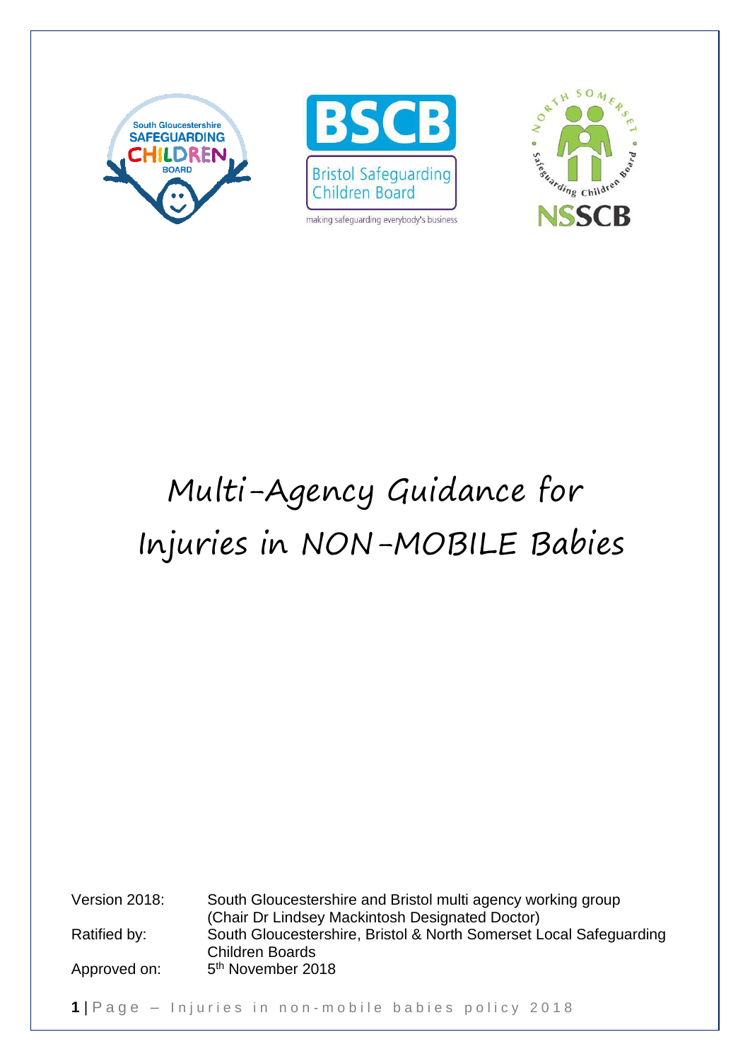# Multi-Agency Guidance for Injuries in NON-MOBILE Babies

| | |
|---|---|
| Version 2018: | South Gloucestershire and Bristol multi agency working group (Chair Dr Lindsey Mackintosh Designated Doctor) |
| Ratified by: | South Gloucestershire, Bristol & North Somerset Local Safeguarding Children Boards |
| Approved on: | 5th November 2018 |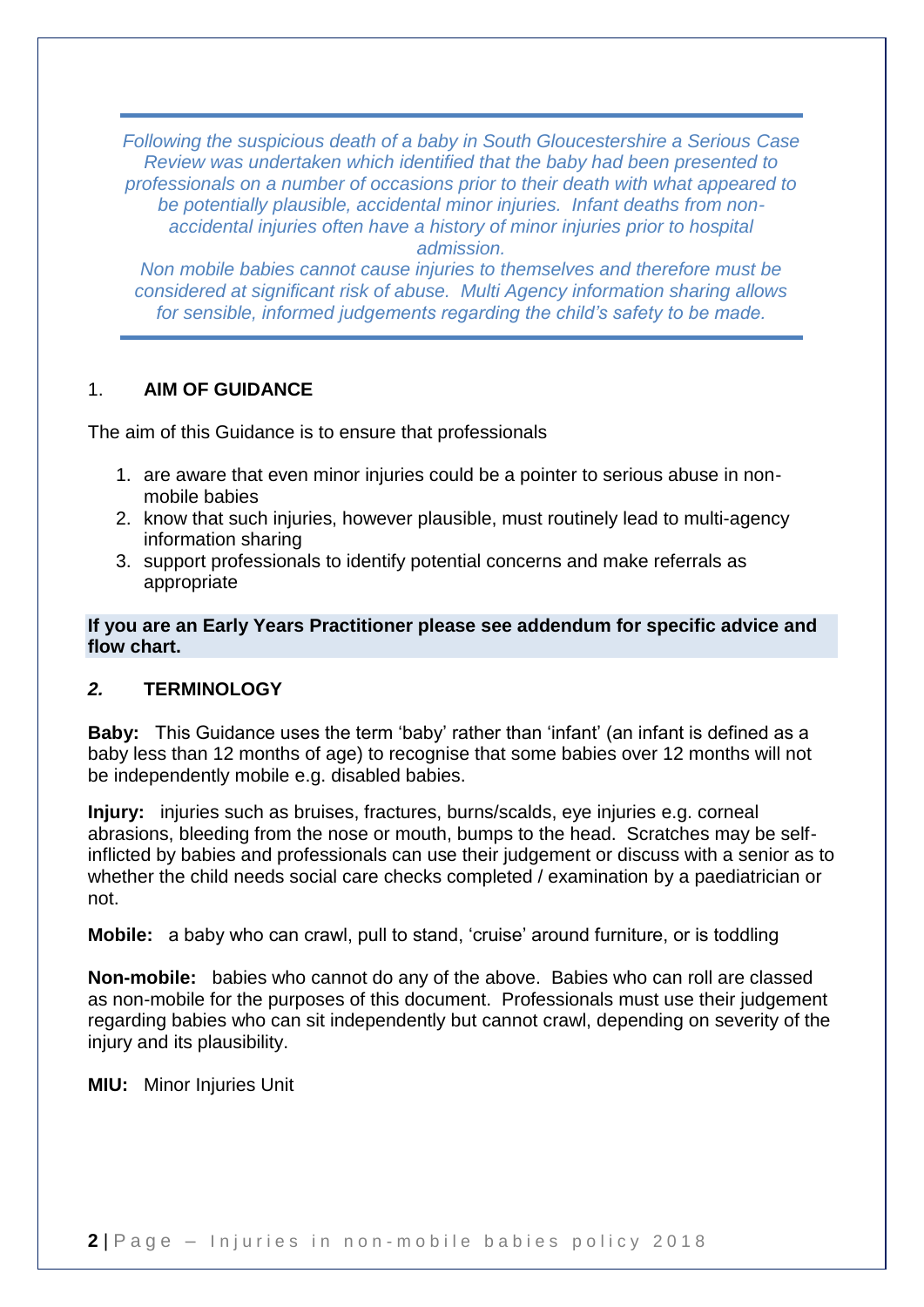*Following the suspicious death of a baby in South Gloucestershire a Serious Case Review was undertaken which identified that the baby had been presented to professionals on a number of occasions prior to their death with what appeared to be potentially plausible, accidental minor injuries. Infant deaths from non-accidental injuries often have a history of minor injuries prior to hospital admission.*

*Non mobile babies cannot cause injuries to themselves and therefore must be considered at significant risk of abuse. Multi Agency information sharing allows for sensible, informed judgements regarding the child's safety to be made.*

## 1. AIM OF GUIDANCE

The aim of this Guidance is to ensure that professionals

1. are aware that even minor injuries could be a pointer to serious abuse in non-mobile babies
2. know that such injuries, however plausible, must routinely lead to multi-agency information sharing
3. support professionals to identify potential concerns and make referrals as appropriate

**If you are an Early Years Practitioner please see addendum for specific advice and flow chart.**

## *2.* TERMINOLOGY

**Baby:** This Guidance uses the term 'baby' rather than 'infant' (an infant is defined as a baby less than 12 months of age) to recognise that some babies over 12 months will not be independently mobile e.g. disabled babies.

**Injury:** injuries such as bruises, fractures, burns/scalds, eye injuries e.g. corneal abrasions, bleeding from the nose or mouth, bumps to the head. Scratches may be self-inflicted by babies and professionals can use their judgement or discuss with a senior as to whether the child needs social care checks completed / examination by a paediatrician or not.

**Mobile:** a baby who can crawl, pull to stand, 'cruise' around furniture, or is toddling

**Non-mobile:** babies who cannot do any of the above. Babies who can roll are classed as non-mobile for the purposes of this document. Professionals must use their judgement regarding babies who can sit independently but cannot crawl, depending on severity of the injury and its plausibility.

**MIU:** Minor Injuries Unit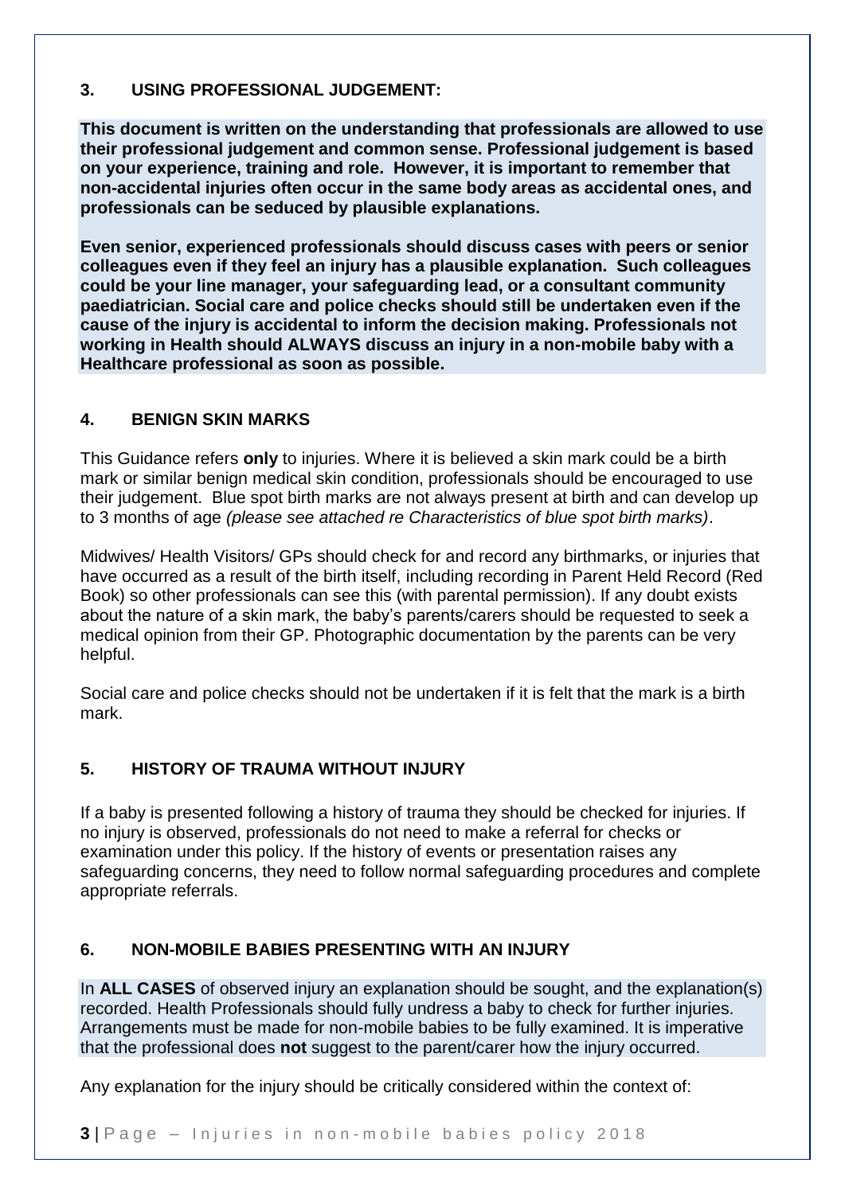## 3. USING PROFESSIONAL JUDGEMENT:

**This document is written on the understanding that professionals are allowed to use their professional judgement and common sense. Professional judgement is based on your experience, training and role. However, it is important to remember that non-accidental injuries often occur in the same body areas as accidental ones, and professionals can be seduced by plausible explanations.**

**Even senior, experienced professionals should discuss cases with peers or senior colleagues even if they feel an injury has a plausible explanation. Such colleagues could be your line manager, your safeguarding lead, or a consultant community paediatrician. Social care and police checks should still be undertaken even if the cause of the injury is accidental to inform the decision making. Professionals not working in Health should ALWAYS discuss an injury in a non-mobile baby with a Healthcare professional as soon as possible.**

## 4. BENIGN SKIN MARKS

This Guidance refers **only** to injuries. Where it is believed a skin mark could be a birth mark or similar benign medical skin condition, professionals should be encouraged to use their judgement. Blue spot birth marks are not always present at birth and can develop up to 3 months of age *(please see attached re Characteristics of blue spot birth marks)*.

Midwives/ Health Visitors/ GPs should check for and record any birthmarks, or injuries that have occurred as a result of the birth itself, including recording in Parent Held Record (Red Book) so other professionals can see this (with parental permission). If any doubt exists about the nature of a skin mark, the baby's parents/carers should be requested to seek a medical opinion from their GP. Photographic documentation by the parents can be very helpful.

Social care and police checks should not be undertaken if it is felt that the mark is a birth mark.

## 5. HISTORY OF TRAUMA WITHOUT INJURY

If a baby is presented following a history of trauma they should be checked for injuries. If no injury is observed, professionals do not need to make a referral for checks or examination under this policy. If the history of events or presentation raises any safeguarding concerns, they need to follow normal safeguarding procedures and complete appropriate referrals.

## 6. NON-MOBILE BABIES PRESENTING WITH AN INJURY

In **ALL CASES** of observed injury an explanation should be sought, and the explanation(s) recorded. Health Professionals should fully undress a baby to check for further injuries. Arrangements must be made for non-mobile babies to be fully examined. It is imperative that the professional does **not** suggest to the parent/carer how the injury occurred.

Any explanation for the injury should be critically considered within the context of: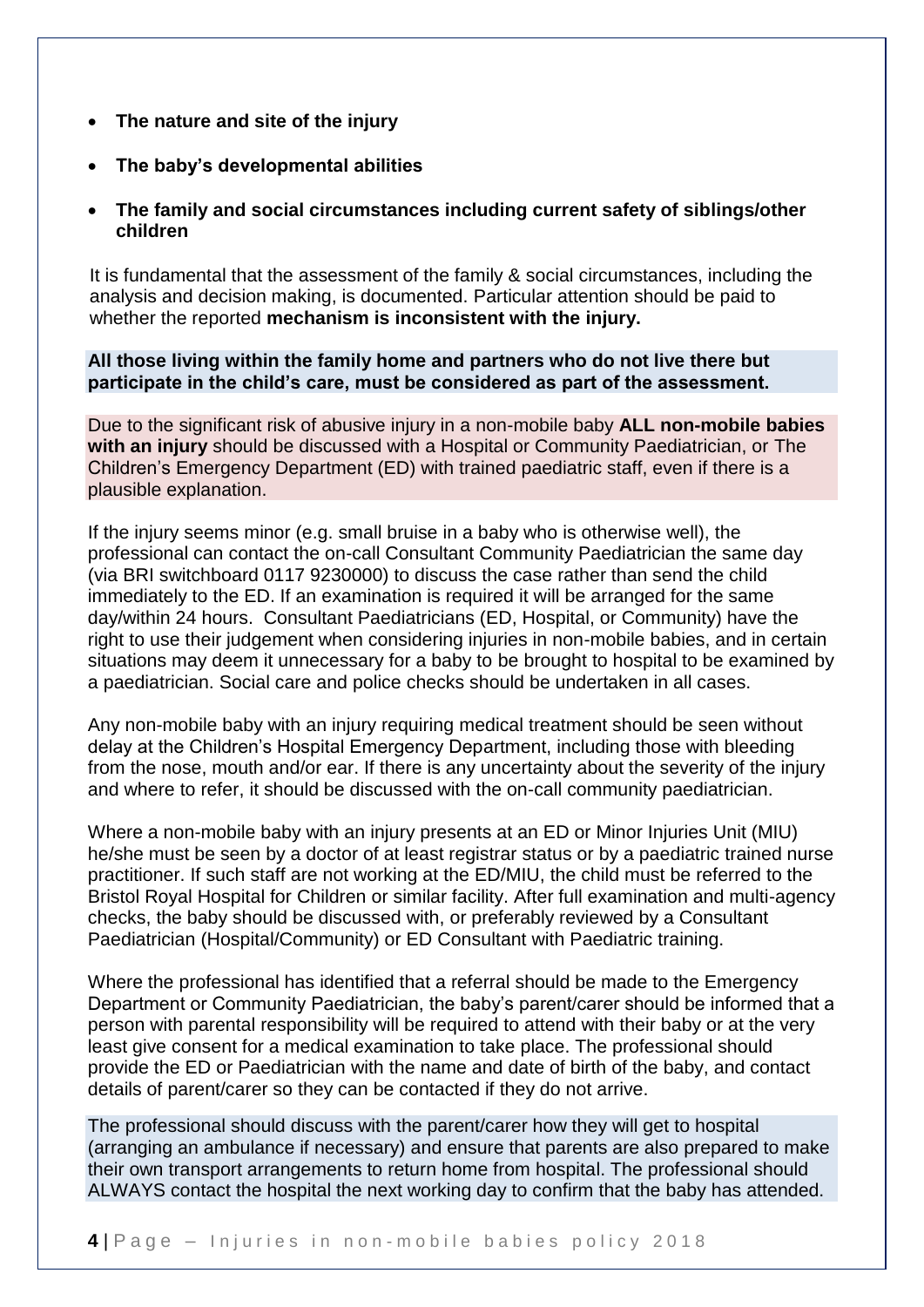- **The nature and site of the injury**
- **The baby's developmental abilities**
- **The family and social circumstances including current safety of siblings/other children**

It is fundamental that the assessment of the family & social circumstances, including the analysis and decision making, is documented. Particular attention should be paid to whether the reported **mechanism is inconsistent with the injury.**

**All those living within the family home and partners who do not live there but participate in the child's care, must be considered as part of the assessment.**

Due to the significant risk of abusive injury in a non-mobile baby **ALL non-mobile babies with an injury** should be discussed with a Hospital or Community Paediatrician, or The Children's Emergency Department (ED) with trained paediatric staff, even if there is a plausible explanation.

If the injury seems minor (e.g. small bruise in a baby who is otherwise well), the professional can contact the on-call Consultant Community Paediatrician the same day (via BRI switchboard 0117 9230000) to discuss the case rather than send the child immediately to the ED. If an examination is required it will be arranged for the same day/within 24 hours. Consultant Paediatricians (ED, Hospital, or Community) have the right to use their judgement when considering injuries in non-mobile babies, and in certain situations may deem it unnecessary for a baby to be brought to hospital to be examined by a paediatrician. Social care and police checks should be undertaken in all cases.

Any non-mobile baby with an injury requiring medical treatment should be seen without delay at the Children's Hospital Emergency Department, including those with bleeding from the nose, mouth and/or ear. If there is any uncertainty about the severity of the injury and where to refer, it should be discussed with the on-call community paediatrician.

Where a non-mobile baby with an injury presents at an ED or Minor Injuries Unit (MIU) he/she must be seen by a doctor of at least registrar status or by a paediatric trained nurse practitioner. If such staff are not working at the ED/MIU, the child must be referred to the Bristol Royal Hospital for Children or similar facility. After full examination and multi-agency checks, the baby should be discussed with, or preferably reviewed by a Consultant Paediatrician (Hospital/Community) or ED Consultant with Paediatric training.

Where the professional has identified that a referral should be made to the Emergency Department or Community Paediatrician, the baby's parent/carer should be informed that a person with parental responsibility will be required to attend with their baby or at the very least give consent for a medical examination to take place. The professional should provide the ED or Paediatrician with the name and date of birth of the baby, and contact details of parent/carer so they can be contacted if they do not arrive.

The professional should discuss with the parent/carer how they will get to hospital (arranging an ambulance if necessary) and ensure that parents are also prepared to make their own transport arrangements to return home from hospital. The professional should ALWAYS contact the hospital the next working day to confirm that the baby has attended.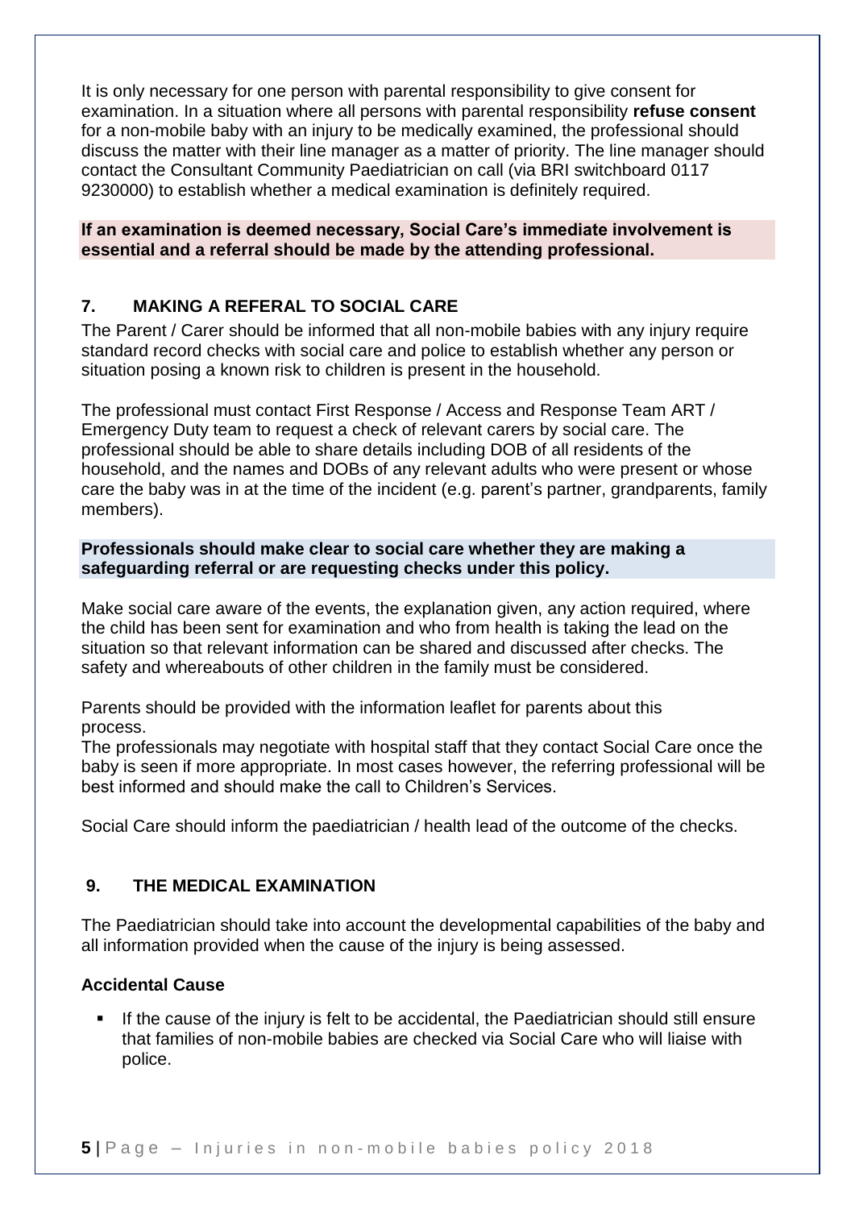It is only necessary for one person with parental responsibility to give consent for examination. In a situation where all persons with parental responsibility **refuse consent** for a non-mobile baby with an injury to be medically examined, the professional should discuss the matter with their line manager as a matter of priority. The line manager should contact the Consultant Community Paediatrician on call (via BRI switchboard 0117 9230000) to establish whether a medical examination is definitely required.

**If an examination is deemed necessary, Social Care's immediate involvement is essential and a referral should be made by the attending professional.**

## 7. MAKING A REFERAL TO SOCIAL CARE

The Parent / Carer should be informed that all non-mobile babies with any injury require standard record checks with social care and police to establish whether any person or situation posing a known risk to children is present in the household.

The professional must contact First Response / Access and Response Team ART / Emergency Duty team to request a check of relevant carers by social care. The professional should be able to share details including DOB of all residents of the household, and the names and DOBs of any relevant adults who were present or whose care the baby was in at the time of the incident (e.g. parent's partner, grandparents, family members).

**Professionals should make clear to social care whether they are making a safeguarding referral or are requesting checks under this policy.**

Make social care aware of the events, the explanation given, any action required, where the child has been sent for examination and who from health is taking the lead on the situation so that relevant information can be shared and discussed after checks. The safety and whereabouts of other children in the family must be considered.

Parents should be provided with the information leaflet for parents about this process.
The professionals may negotiate with hospital staff that they contact Social Care once the baby is seen if more appropriate. In most cases however, the referring professional will be best informed and should make the call to Children's Services.

Social Care should inform the paediatrician / health lead of the outcome of the checks.

## 9. THE MEDICAL EXAMINATION

The Paediatrician should take into account the developmental capabilities of the baby and all information provided when the cause of the injury is being assessed.

### Accidental Cause

- If the cause of the injury is felt to be accidental, the Paediatrician should still ensure that families of non-mobile babies are checked via Social Care who will liaise with police.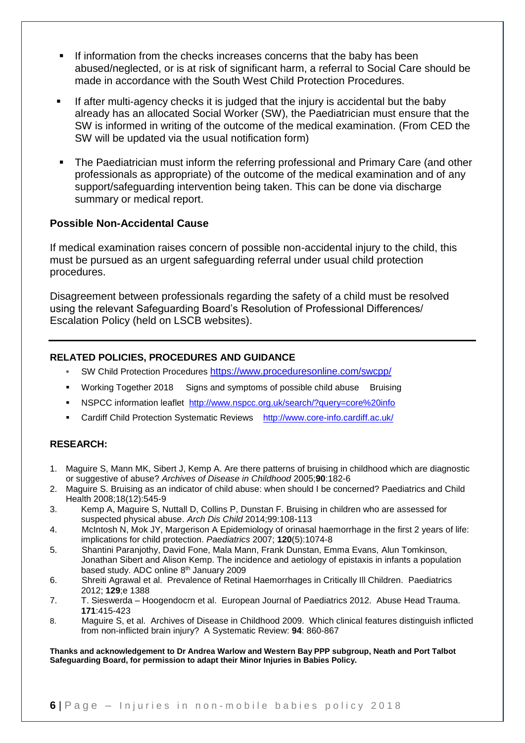- If information from the checks increases concerns that the baby has been abused/neglected, or is at risk of significant harm, a referral to Social Care should be made in accordance with the South West Child Protection Procedures.
- If after multi-agency checks it is judged that the injury is accidental but the baby already has an allocated Social Worker (SW), the Paediatrician must ensure that the SW is informed in writing of the outcome of the medical examination. (From CED the SW will be updated via the usual notification form)
- The Paediatrician must inform the referring professional and Primary Care (and other professionals as appropriate) of the outcome of the medical examination and of any support/safeguarding intervention being taken. This can be done via discharge summary or medical report.

### Possible Non-Accidental Cause

If medical examination raises concern of possible non-accidental injury to the child, this must be pursued as an urgent safeguarding referral under usual child protection procedures.

Disagreement between professionals regarding the safety of a child must be resolved using the relevant Safeguarding Board's Resolution of Professional Differences/ Escalation Policy (held on LSCB websites).

---

### RELATED POLICIES, PROCEDURES AND GUIDANCE

- SW Child Protection Procedures https://www.proceduresonline.com/swcpp/
- Working Together 2018 Signs and symptoms of possible child abuse Bruising
- NSPCC information leaflet http://www.nspcc.org.uk/search/?query=core%20info
- Cardiff Child Protection Systematic Reviews http://www.core-info.cardiff.ac.uk/

### RESEARCH:

1. Maguire S, Mann MK, Sibert J, Kemp A. Are there patterns of bruising in childhood which are diagnostic or suggestive of abuse? *Archives of Disease in Childhood* 2005;**90**:182-6
2. Maguire S. Bruising as an indicator of child abuse: when should I be concerned? Paediatrics and Child Health 2008;18(12):545-9
3. Kemp A, Maguire S, Nuttall D, Collins P, Dunstan F. Bruising in children who are assessed for suspected physical abuse. *Arch Dis Child* 2014;99:108-113
4. McIntosh N, Mok JY, Margerison A Epidemiology of orinasal haemorrhage in the first 2 years of life: implications for child protection. *Paediatrics* 2007; **120**(5):1074-8
5. Shantini Paranjothy, David Fone, Mala Mann, Frank Dunstan, Emma Evans, Alun Tomkinson, Jonathan Sibert and Alison Kemp. The incidence and aetiology of epistaxis in infants a population based study. ADC online 8th January 2009
6. Shreiti Agrawal et al. Prevalence of Retinal Haemorrhages in Critically Ill Children. Paediatrics 2012; **129**;e 1388
7. T. Sieswerda – Hoogendocrn et al. European Journal of Paediatrics 2012. Abuse Head Trauma. **171**:415-423
8. Maguire S, et al. Archives of Disease in Childhood 2009. Which clinical features distinguish inflicted from non-inflicted brain injury? A Systematic Review: **94**: 860-867

**Thanks and acknowledgement to Dr Andrea Warlow and Western Bay PPP subgroup, Neath and Port Talbot Safeguarding Board, for permission to adapt their Minor Injuries in Babies Policy.**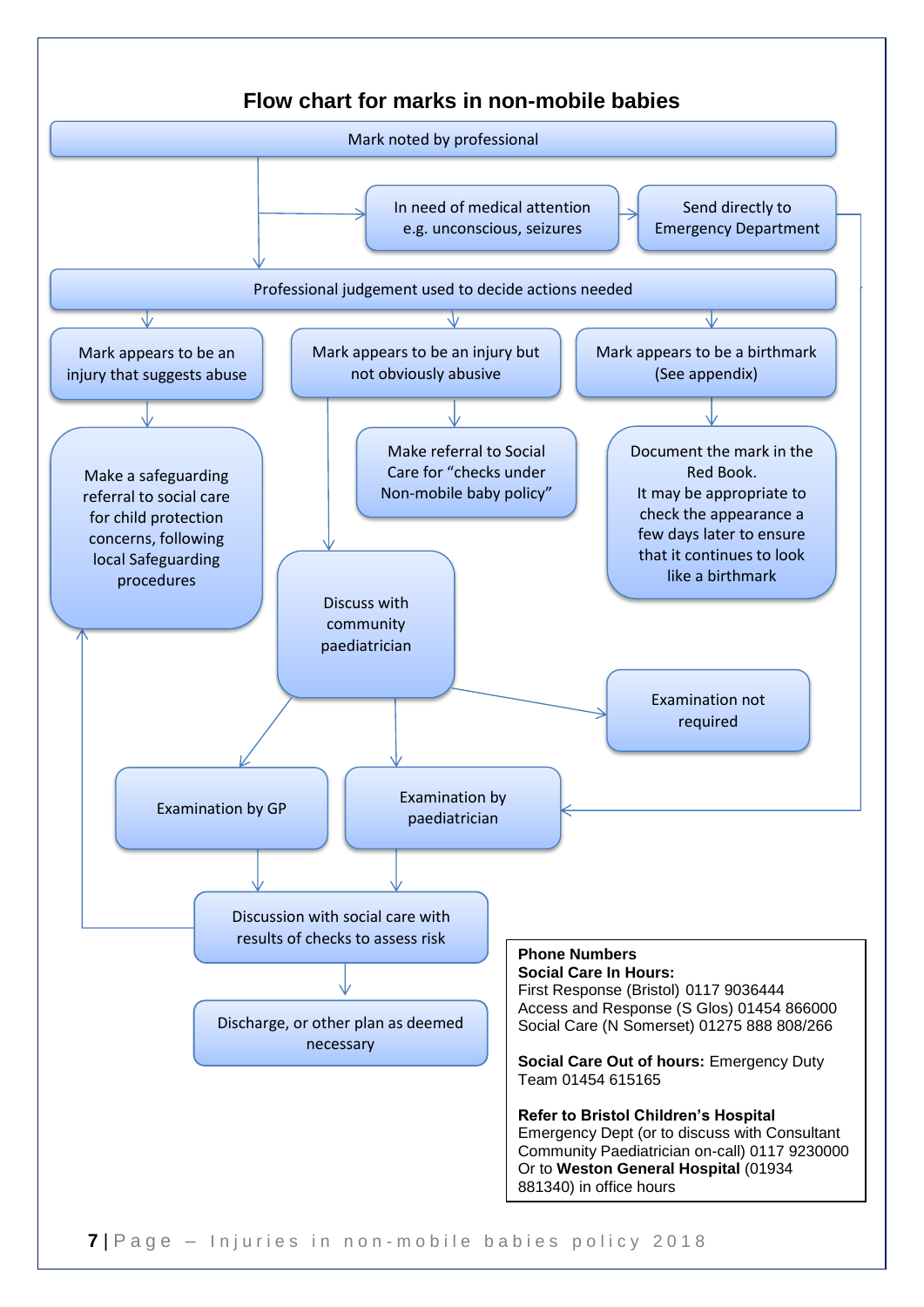# Flow chart for marks in non-mobile babies

Mark noted by professional

In need of medical attention e.g. unconscious, seizures

Send directly to Emergency Department

Professional judgement used to decide actions needed

Mark appears to be an injury that suggests abuse

Mark appears to be an injury but not obviously abusive

Mark appears to be a birthmark (See appendix)

Make a safeguarding referral to social care for child protection concerns, following local Safeguarding procedures

Make referral to Social Care for "checks under Non-mobile baby policy"

Document the mark in the Red Book. It may be appropriate to check the appearance a few days later to ensure that it continues to look like a birthmark

Discuss with community paediatrician

Examination not required

Examination by GP

Examination by paediatrician

Discussion with social care with results of checks to assess risk

Discharge, or other plan as deemed necessary

**Phone Numbers**
**Social Care In Hours:**
First Response (Bristol) 0117 9036444
Access and Response (S Glos) 01454 866000
Social Care (N Somerset) 01275 888 808/266

**Social Care Out of hours:** Emergency Duty Team 01454 615165

**Refer to Bristol Children's Hospital** Emergency Dept (or to discuss with Consultant Community Paediatrician on-call) 0117 9230000
Or to **Weston General Hospital** (01934 881340) in office hours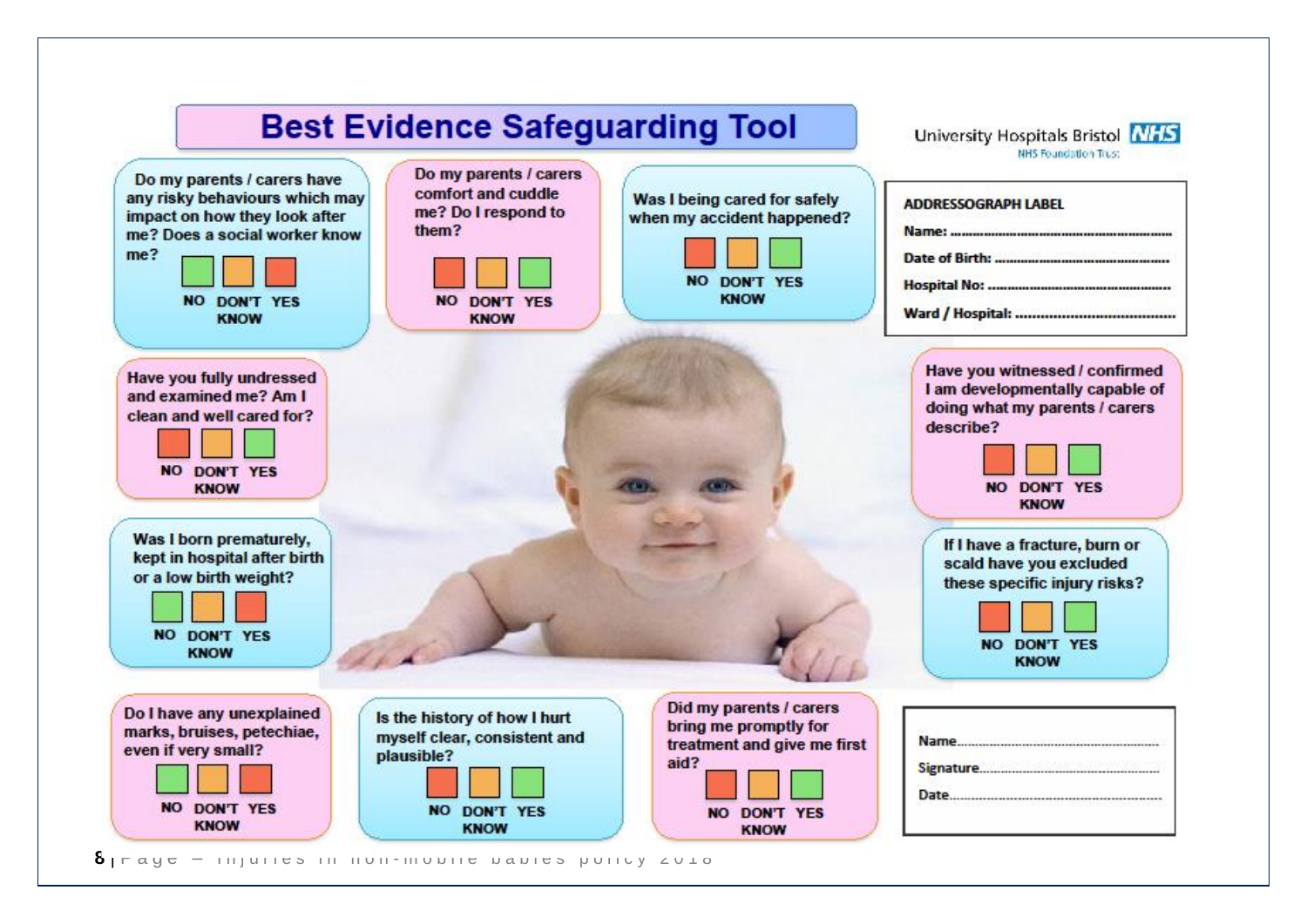# Best Evidence Safeguarding Tool

University Hospitals Bristol NHS Foundation Trust

**ADDRESSOGRAPH LABEL**

**Name:** ..............................................................

**Date of Birth:** ..................................................

**Hospital No:** ....................................................

**Ward / Hospital:** ..............................................

**Do my parents / carers have any risky behaviours which may impact on how they look after me? Does a social worker know me?**

NO | DON'T KNOW | YES

**Do my parents / carers comfort and cuddle me? Do I respond to them?**

NO | DON'T KNOW | YES

**Was I being cared for safely when my accident happened?**

NO | DON'T KNOW | YES

**Have you fully undressed and examined me? Am I clean and well cared for?**

NO | DON'T KNOW | YES

**Have you witnessed / confirmed I am developmentally capable of doing what my parents / carers describe?**

NO | DON'T KNOW | YES

**Was I born prematurely, kept in hospital after birth or a low birth weight?**

NO | DON'T KNOW | YES

**If I have a fracture, burn or scald have you excluded these specific injury risks?**

NO | DON'T KNOW | YES

**Do I have any unexplained marks, bruises, petechiae, even if very small?**

NO | DON'T KNOW | YES

**Is the history of how I hurt myself clear, consistent and plausible?**

NO | DON'T KNOW | YES

**Did my parents / carers bring me promptly for treatment and give me first aid?**

NO | DON'T KNOW | YES

Name..........................................................

Signature....................................................

Date............................................................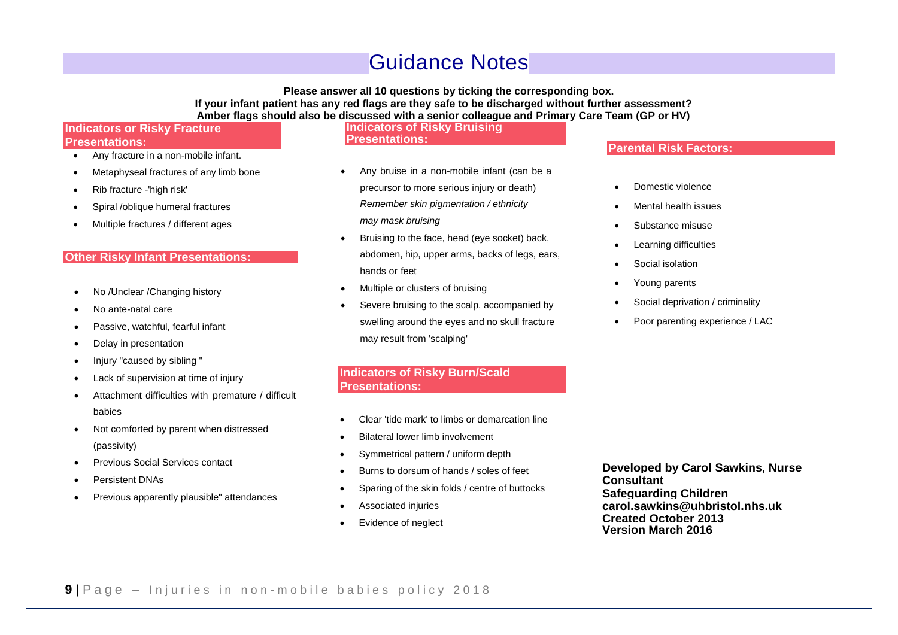# Guidance Notes

**Please answer all 10 questions by ticking the corresponding box.**
**If your infant patient has any red flags are they safe to be discharged without further assessment?**
**Amber flags should also be discussed with a senior colleague and Primary Care Team (GP or HV)**

## Indicators or Risky Fracture Presentations:

- Any fracture in a non-mobile infant.
- Metaphyseal fractures of any limb bone
- Rib fracture -'high risk'
- Spiral /oblique humeral fractures
- Multiple fractures / different ages

## Other Risky Infant Presentations:

- No /Unclear /Changing history
- No ante-natal care
- Passive, watchful, fearful infant
- Delay in presentation
- Injury "caused by sibling "
- Lack of supervision at time of injury
- Attachment difficulties with premature / difficult babies
- Not comforted by parent when distressed (passivity)
- Previous Social Services contact
- Persistent DNAs
- Previous apparently plausible" attendances

## Indicators of Risky Bruising Presentations:

- Any bruise in a non-mobile infant (can be a precursor to more serious injury or death) *Remember skin pigmentation / ethnicity may mask bruising*
- Bruising to the face, head (eye socket) back, abdomen, hip, upper arms, backs of legs, ears, hands or feet
- Multiple or clusters of bruising
- Severe bruising to the scalp, accompanied by swelling around the eyes and no skull fracture may result from 'scalping'

## Indicators of Risky Burn/Scald Presentations:

- Clear 'tide mark' to limbs or demarcation line
- Bilateral lower limb involvement
- Symmetrical pattern / uniform depth
- Burns to dorsum of hands / soles of feet
- Sparing of the skin folds / centre of buttocks
- Associated injuries
- Evidence of neglect

## Parental Risk Factors:

- Domestic violence
- Mental health issues
- Substance misuse
- Learning difficulties
- Social isolation
- Young parents
- Social deprivation / criminality
- Poor parenting experience / LAC

**Developed by Carol Sawkins, Nurse Consultant**
**Safeguarding Children**
**carol.sawkins@uhbristol.nhs.uk**
**Created October 2013**
**Version March 2016**